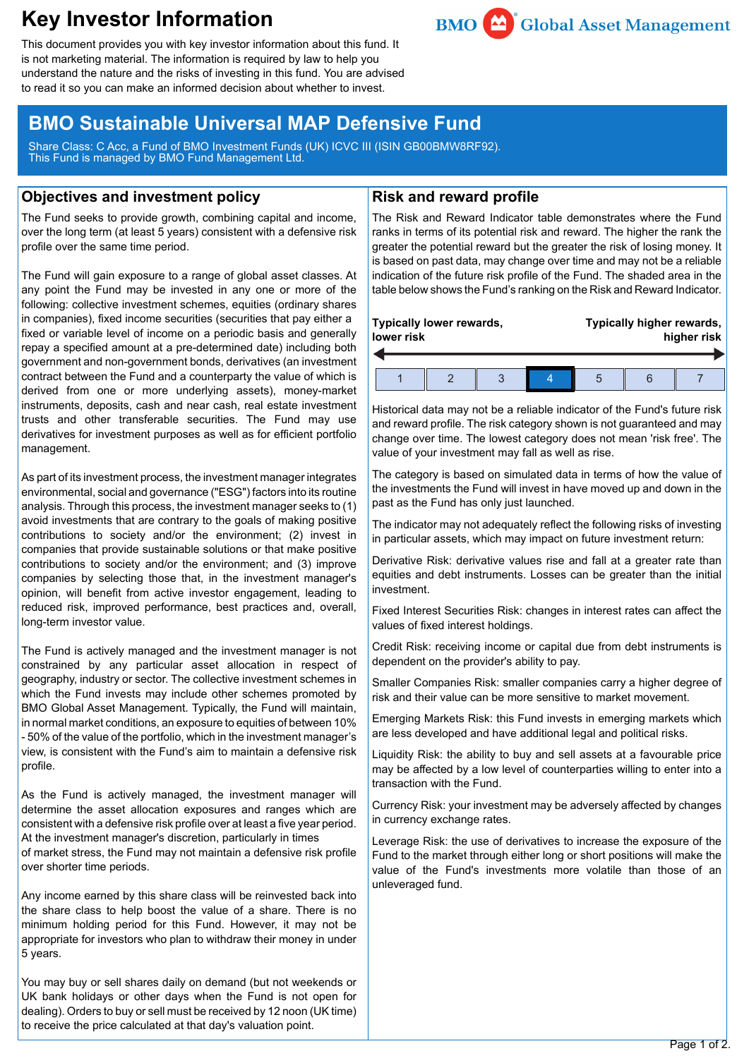# Key Investor Information

This document provides you with key investor information about this fund. It is not marketing material. The information is required by law to help you understand the nature and the risks of investing in this fund. You are advised to read it so you can make an informed decision about whether to invest.

BMO Global Asset Management

## BMO Sustainable Universal MAP Defensive Fund

Share Class: C Acc, a Fund of BMO Investment Funds (UK) ICVC III (ISIN GB00BMW8RF92).
This Fund is managed by BMO Fund Management Ltd.

## Objectives and investment policy

The Fund seeks to provide growth, combining capital and income, over the long term (at least 5 years) consistent with a defensive risk profile over the same time period.

The Fund will gain exposure to a range of global asset classes. At any point the Fund may be invested in any one or more of the following: collective investment schemes, equities (ordinary shares in companies), fixed income securities (securities that pay either a fixed or variable level of income on a periodic basis and generally repay a specified amount at a pre-determined date) including both government and non-government bonds, derivatives (an investment contract between the Fund and a counterparty the value of which is derived from one or more underlying assets), money-market instruments, deposits, cash and near cash, real estate investment trusts and other transferable securities. The Fund may use derivatives for investment purposes as well as for efficient portfolio management.

As part of its investment process, the investment manager integrates environmental, social and governance ("ESG") factors into its routine analysis. Through this process, the investment manager seeks to (1) avoid investments that are contrary to the goals of making positive contributions to society and/or the environment; (2) invest in companies that provide sustainable solutions or that make positive contributions to society and/or the environment; and (3) improve companies by selecting those that, in the investment manager's opinion, will benefit from active investor engagement, leading to reduced risk, improved performance, best practices and, overall, long-term investor value.

The Fund is actively managed and the investment manager is not constrained by any particular asset allocation in respect of geography, industry or sector. The collective investment schemes in which the Fund invests may include other schemes promoted by BMO Global Asset Management. Typically, the Fund will maintain, in normal market conditions, an exposure to equities of between 10% - 50% of the value of the portfolio, which in the investment manager's view, is consistent with the Fund's aim to maintain a defensive risk profile.

As the Fund is actively managed, the investment manager will determine the asset allocation exposures and ranges which are consistent with a defensive risk profile over at least a five year period. At the investment manager's discretion, particularly in times of market stress, the Fund may not maintain a defensive risk profile over shorter time periods.

Any income earned by this share class will be reinvested back into the share class to help boost the value of a share. There is no minimum holding period for this Fund. However, it may not be appropriate for investors who plan to withdraw their money in under 5 years.

You may buy or sell shares daily on demand (but not weekends or UK bank holidays or other days when the Fund is not open for dealing). Orders to buy or sell must be received by 12 noon (UK time) to receive the price calculated at that day's valuation point.

## Risk and reward profile

The Risk and Reward Indicator table demonstrates where the Fund ranks in terms of its potential risk and reward. The higher the rank the greater the potential reward but the greater the risk of losing money. It is based on past data, may change over time and may not be a reliable indication of the future risk profile of the Fund. The shaded area in the table below shows the Fund's ranking on the Risk and Reward Indicator.

**Typically lower rewards, lower risk** ← → **Typically higher rewards, higher risk**

| 1 | 2 | 3 | **4** | 5 | 6 | 7 |
|---|---|---|---|---|---|---|

Historical data may not be a reliable indicator of the Fund's future risk and reward profile. The risk category shown is not guaranteed and may change over time. The lowest category does not mean 'risk free'. The value of your investment may fall as well as rise.

The category is based on simulated data in terms of how the value of the investments the Fund will invest in have moved up and down in the past as the Fund has only just launched.

The indicator may not adequately reflect the following risks of investing in particular assets, which may impact on future investment return:

Derivative Risk: derivative values rise and fall at a greater rate than equities and debt instruments. Losses can be greater than the initial investment.

Fixed Interest Securities Risk: changes in interest rates can affect the values of fixed interest holdings.

Credit Risk: receiving income or capital due from debt instruments is dependent on the provider's ability to pay.

Smaller Companies Risk: smaller companies carry a higher degree of risk and their value can be more sensitive to market movement.

Emerging Markets Risk: this Fund invests in emerging markets which are less developed and have additional legal and political risks.

Liquidity Risk: the ability to buy and sell assets at a favourable price may be affected by a low level of counterparties willing to enter into a transaction with the Fund.

Currency Risk: your investment may be adversely affected by changes in currency exchange rates.

Leverage Risk: the use of derivatives to increase the exposure of the Fund to the market through either long or short positions will make the value of the Fund's investments more volatile than those of an unleveraged fund.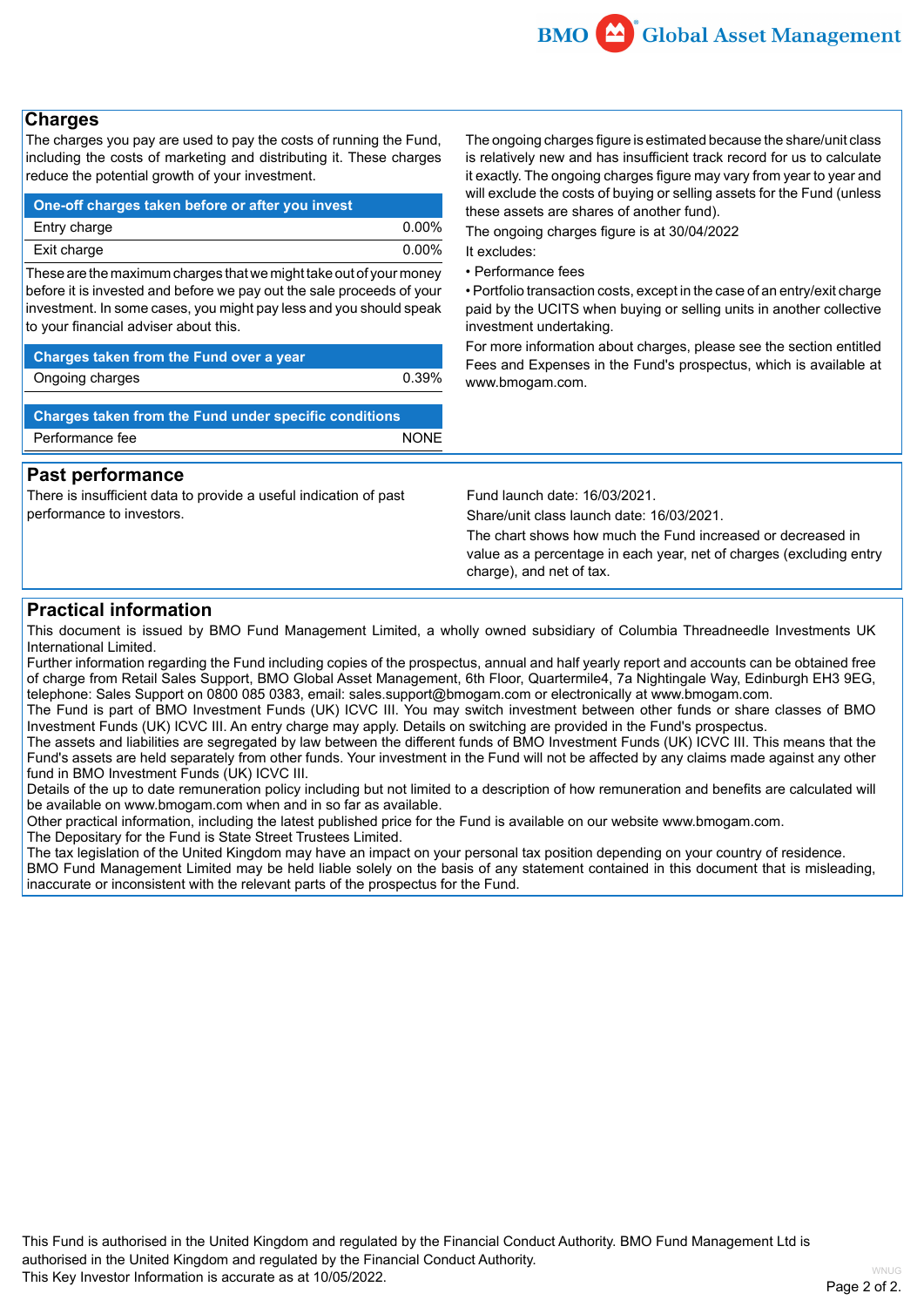## Charges

The charges you pay are used to pay the costs of running the Fund, including the costs of marketing and distributing it. These charges reduce the potential growth of your investment.

| One-off charges taken before or after you invest | |
|---|---|
| Entry charge | 0.00% |
| Exit charge | 0.00% |

These are the maximum charges that we might take out of your money before it is invested and before we pay out the sale proceeds of your investment. In some cases, you might pay less and you should speak to your financial adviser about this.

| Charges taken from the Fund over a year | |
|---|---|
| Ongoing charges | 0.39% |

| Charges taken from the Fund under specific conditions | |
|---|---|
| Performance fee | NONE |

The ongoing charges figure is estimated because the share/unit class is relatively new and has insufficient track record for us to calculate it exactly. The ongoing charges figure may vary from year to year and will exclude the costs of buying or selling assets for the Fund (unless these assets are shares of another fund).

The ongoing charges figure is at 30/04/2022

It excludes:

- Performance fees
- Portfolio transaction costs, except in the case of an entry/exit charge paid by the UCITS when buying or selling units in another collective investment undertaking.

For more information about charges, please see the section entitled Fees and Expenses in the Fund's prospectus, which is available at www.bmogam.com.

## Past performance

There is insufficient data to provide a useful indication of past performance to investors.

Fund launch date: 16/03/2021.

Share/unit class launch date: 16/03/2021.

The chart shows how much the Fund increased or decreased in value as a percentage in each year, net of charges (excluding entry charge), and net of tax.

## Practical information

This document is issued by BMO Fund Management Limited, a wholly owned subsidiary of Columbia Threadneedle Investments UK International Limited.

Further information regarding the Fund including copies of the prospectus, annual and half yearly report and accounts can be obtained free of charge from Retail Sales Support, BMO Global Asset Management, 6th Floor, Quartermile4, 7a Nightingale Way, Edinburgh EH3 9EG, telephone: Sales Support on 0800 085 0383, email: sales.support@bmogam.com or electronically at www.bmogam.com.

The Fund is part of BMO Investment Funds (UK) ICVC III. You may switch investment between other funds or share classes of BMO Investment Funds (UK) ICVC III. An entry charge may apply. Details on switching are provided in the Fund's prospectus.

The assets and liabilities are segregated by law between the different funds of BMO Investment Funds (UK) ICVC III. This means that the Fund's assets are held separately from other funds. Your investment in the Fund will not be affected by any claims made against any other fund in BMO Investment Funds (UK) ICVC III.

Details of the up to date remuneration policy including but not limited to a description of how remuneration and benefits are calculated will be available on www.bmogam.com when and in so far as available.

Other practical information, including the latest published price for the Fund is available on our website www.bmogam.com.

The Depositary for the Fund is State Street Trustees Limited.

The tax legislation of the United Kingdom may have an impact on your personal tax position depending on your country of residence.

BMO Fund Management Limited may be held liable solely on the basis of any statement contained in this document that is misleading, inaccurate or inconsistent with the relevant parts of the prospectus for the Fund.

This Fund is authorised in the United Kingdom and regulated by the Financial Conduct Authority. BMO Fund Management Ltd is authorised in the United Kingdom and regulated by the Financial Conduct Authority.

This Key Investor Information is accurate as at 10/05/2022.